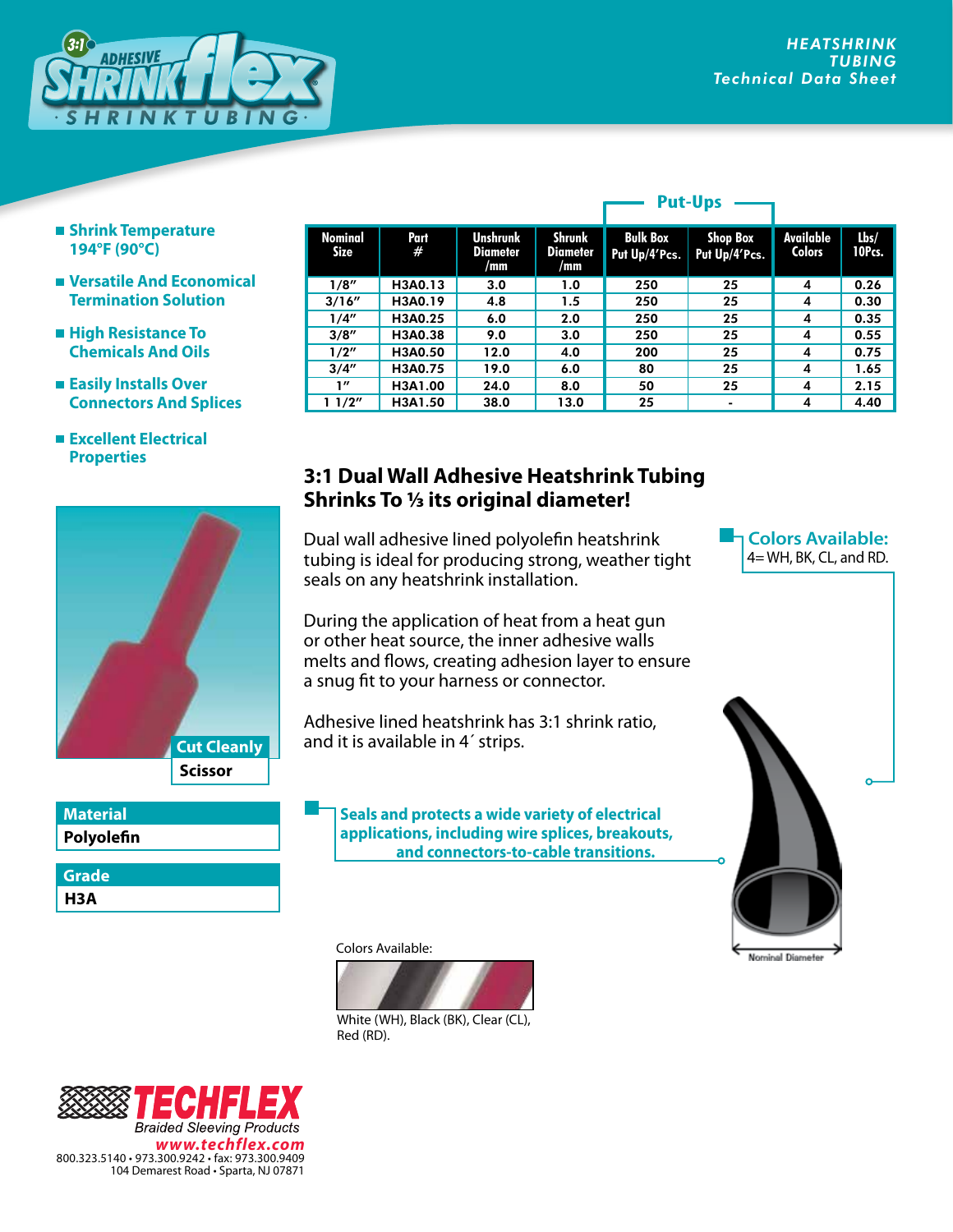# 3:1 ADHESIVE SHRINKflex® SHRINKTUBING

**HEATSHRINK TUBING**
*Technical Data Sheet*

- **Shrink Temperature 194°F (90°C)**
- **Versatile And Economical Termination Solution**
- **High Resistance To Chemicals And Oils**
- **Easily Installs Over Connectors And Splices**
- **Excellent Electrical Properties**

| Nominal Size | Part # | Unshrunk Diameter /mm | Shrunk Diameter /mm | Put-Ups: Bulk Box Put Up/4'Pcs. | Put-Ups: Shop Box Put Up/4'Pcs. | Available Colors | Lbs/ 10Pcs. |
|---|---|---|---|---|---|---|---|
| 1/8" | H3A0.13 | 3.0 | 1.0 | 250 | 25 | 4 | 0.26 |
| 3/16" | H3A0.19 | 4.8 | 1.5 | 250 | 25 | 4 | 0.30 |
| 1/4" | H3A0.25 | 6.0 | 2.0 | 250 | 25 | 4 | 0.35 |
| 3/8" | H3A0.38 | 9.0 | 3.0 | 250 | 25 | 4 | 0.55 |
| 1/2" | H3A0.50 | 12.0 | 4.0 | 200 | 25 | 4 | 0.75 |
| 3/4" | H3A0.75 | 19.0 | 6.0 | 80 | 25 | 4 | 1.65 |
| 1" | H3A1.00 | 24.0 | 8.0 | 50 | 25 | 4 | 2.15 |
| 1 1/2" | H3A1.50 | 38.0 | 13.0 | 25 | - | 4 | 4.40 |

## 3:1 Dual Wall Adhesive Heatshrink Tubing Shrinks To ⅓ its original diameter!

Dual wall adhesive lined polyolefin heatshrink tubing is ideal for producing strong, weather tight seals on any heatshrink installation.

During the application of heat from a heat gun or other heat source, the inner adhesive walls melts and flows, creating adhesion layer to ensure a snug fit to your harness or connector.

Adhesive lined heatshrink has 3:1 shrink ratio, and it is available in 4´ strips.

**Colors Available:**
4= WH, BK, CL, and RD.

**Seals and protects a wide variety of electrical applications, including wire splices, breakouts, and connectors-to-cable transitions.**

**Cut Cleanly**
**Scissor**

Nominal Diameter

| Material |
|---|
| Polyolefin |

| Grade |
|---|
| H3A |

Colors Available:

White (WH), Black (BK), Clear (CL), Red (RD).

**TECHFLEX**
*Braided Sleeving Products*
*www.techflex.com*
800.323.5140 • 973.300.9242 • fax: 973.300.9409
104 Demarest Road • Sparta, NJ 07871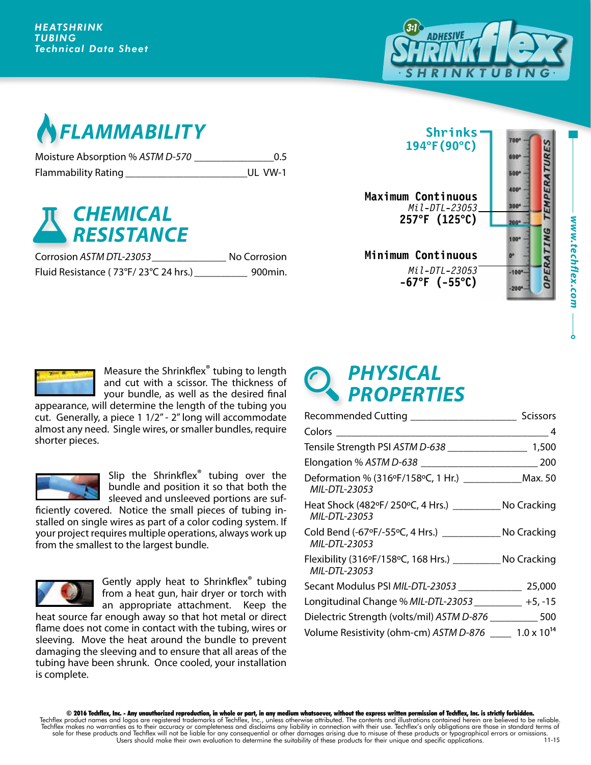HEATSHRINK TUBING
Technical Data Sheet

## FLAMMABILITY

| | |
|---|---|
| Moisture Absorption % *ASTM D-570* | 0.5 |
| Flammability Rating | UL VW-1 |

## CHEMICAL RESISTANCE

| | |
|---|---|
| Corrosion *ASTM DTL-23053* | No Corrosion |
| Fluid Resistance ( 73°F/ 23°C 24 hrs.) | 900min. |

Shrinks
194°F (90°C)

Maximum Continuous
*Mil-DTL-23053*
257°F (125°C)

Minimum Continuous
*Mil-DTL-23053*
-67°F (-55°C)

OPERATING TEMPERATURES
700°
600°
500°
400°
300°
200°
100°
0°
-100°
-200°

www.techflex.com

Measure the Shrinkflex® tubing to length and cut with a scissor. The thickness of your bundle, as well as the desired final appearance, will determine the length of the tubing you cut. Generally, a piece 1 1/2" - 2" long will accommodate almost any need. Single wires, or smaller bundles, require shorter pieces.

Slip the Shrinkflex® tubing over the bundle and position it so that both the sleeved and unsleeved portions are sufficiently covered. Notice the small pieces of tubing installed on single wires as part of a color coding system. If your project requires multiple operations, always work up from the smallest to the largest bundle.

Gently apply heat to Shrinkflex® tubing from a heat gun, hair dryer or torch with an appropriate attachment. Keep the heat source far enough away so that hot metal or direct flame does not come in contact with the tubing, wires or sleeving. Move the heat around the bundle to prevent damaging the sleeving and to ensure that all areas of the tubing have been shrunk. Once cooled, your installation is complete.

## PHYSICAL PROPERTIES

| | |
|---|---|
| Recommended Cutting | Scissors |
| Colors | 4 |
| Tensile Strength PSI *ASTM D-638* | 1,500 |
| Elongation % *ASTM D-638* | 200 |
| Deformation % (316ºF/158ºC, 1 Hr.) *MIL-DTL-23053* | Max. 50 |
| Heat Shock (482ºF/ 250ºC, 4 Hrs.) *MIL-DTL-23053* | No Cracking |
| Cold Bend (-67ºF/-55ºC, 4 Hrs.) *MIL-DTL-23053* | No Cracking |
| Flexibility (316ºF/158ºC, 168 Hrs.) *MIL-DTL-23053* | No Cracking |
| Secant Modulus PSI *MIL-DTL-23053* | 25,000 |
| Longitudinal Change % *MIL-DTL-23053* | +5, -15 |
| Dielectric Strength (volts/mil) *ASTM D-876* | 500 |
| Volume Resistivity (ohm-cm) *ASTM D-876* | $1.0 \times 10^{14}$ |

**© 2016 Techflex, Inc. - Any unauthorized reproduction, in whole or part, in any medium whatsoever, without the express written permission of Techflex, Inc. is strictly forbidden.**
Techflex product names and logos are registered trademarks of Techflex, Inc., unless otherwise attributed. The contents and illustrations contained herein are believed to be reliable. Techflex makes no warranties as to their accuracy or completeness and disclaims any liability in connection with their use. Techflex's only obligations are those in standard terms of sale for these products and Techflex will not be liable for any consequential or other damages arising due to misuse of these products or typographical errors or omissions. Users should make their own evaluation to determine the suitability of these products for their unique and specific applications.

11-15